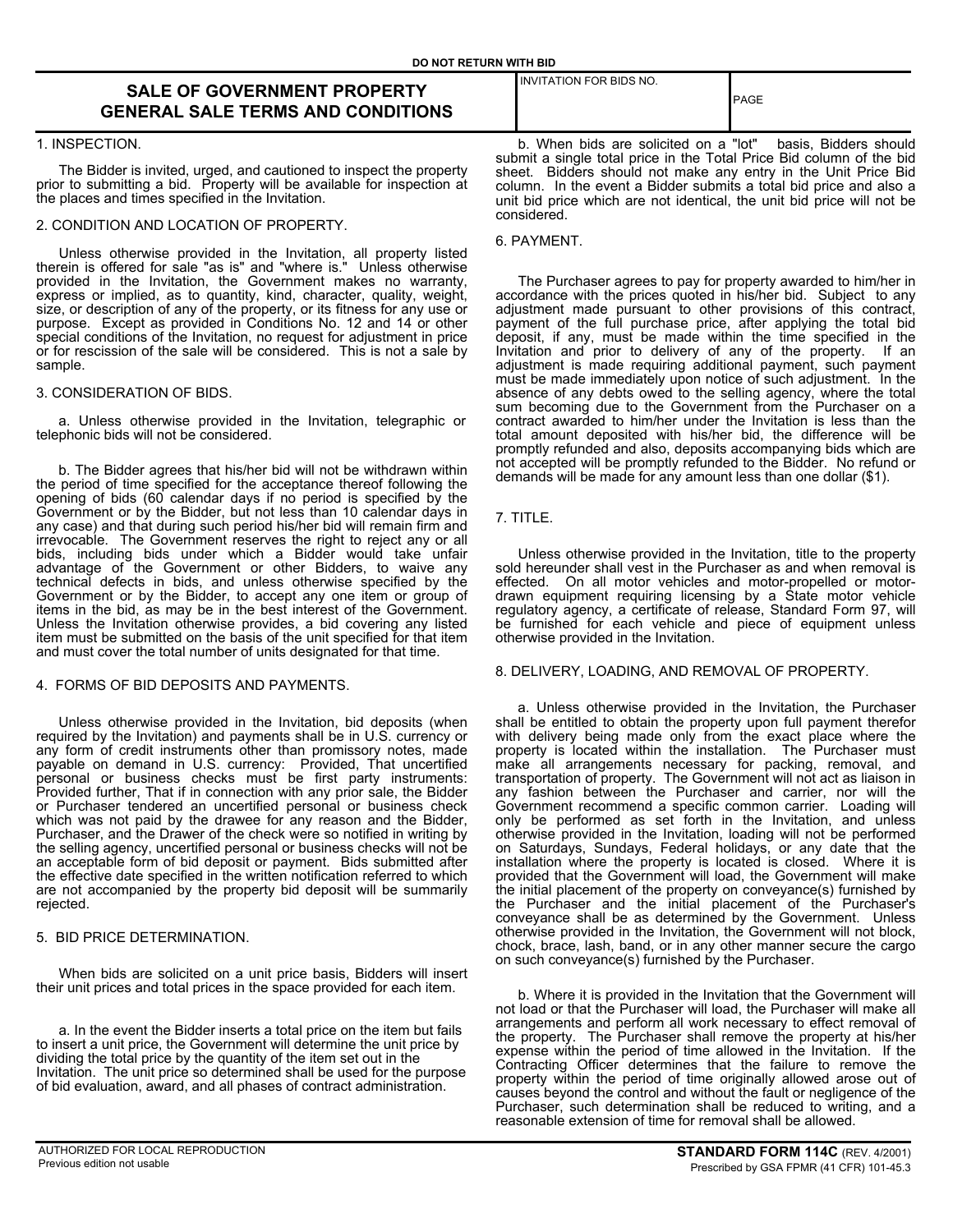DO NOT RETURN WITH BID

# SALE OF GOVERNMENT PROPERTY GENERAL SALE TERMS AND CONDITIONS

| INVITATION FOR BIDS NO. | PAGE |
|---|---|
| | |

1. INSPECTION.

The Bidder is invited, urged, and cautioned to inspect the property prior to submitting a bid. Property will be available for inspection at the places and times specified in the Invitation.

2. CONDITION AND LOCATION OF PROPERTY.

Unless otherwise provided in the Invitation, all property listed therein is offered for sale "as is" and "where is." Unless otherwise provided in the Invitation, the Government makes no warranty, express or implied, as to quantity, kind, character, quality, weight, size, or description of any of the property, or its fitness for any use or purpose. Except as provided in Conditions No. 12 and 14 or other special conditions of the Invitation, no request for adjustment in price or for rescission of the sale will be considered. This is not a sale by sample.

3. CONSIDERATION OF BIDS.

a. Unless otherwise provided in the Invitation, telegraphic or telephonic bids will not be considered.

b. The Bidder agrees that his/her bid will not be withdrawn within the period of time specified for the acceptance thereof following the opening of bids (60 calendar days if no period is specified by the Government or by the Bidder, but not less than 10 calendar days in any case) and that during such period his/her bid will remain firm and irrevocable. The Government reserves the right to reject any or all bids, including bids under which a Bidder would take unfair advantage of the Government or other Bidders, to waive any technical defects in bids, and unless otherwise specified by the Government or by the Bidder, to accept any one item or group of items in the bid, as may be in the best interest of the Government. Unless the Invitation otherwise provides, a bid covering any listed item must be submitted on the basis of the unit specified for that item and must cover the total number of units designated for that time.

4. FORMS OF BID DEPOSITS AND PAYMENTS.

Unless otherwise provided in the Invitation, bid deposits (when required by the Invitation) and payments shall be in U.S. currency or any form of credit instruments other than promissory notes, made payable on demand in U.S. currency: Provided, That uncertified personal or business checks must be first party instruments: Provided further, That if in connection with any prior sale, the Bidder or Purchaser tendered an uncertified personal or business check which was not paid by the drawee for any reason and the Bidder, Purchaser, and the Drawer of the check were so notified in writing by the selling agency, uncertified personal or business checks will not be an acceptable form of bid deposit or payment. Bids submitted after the effective date specified in the written notification referred to which are not accompanied by the property bid deposit will be summarily rejected.

5. BID PRICE DETERMINATION.

When bids are solicited on a unit price basis, Bidders will insert their unit prices and total prices in the space provided for each item.

a. In the event the Bidder inserts a total price on the item but fails to insert a unit price, the Government will determine the unit price by dividing the total price by the quantity of the item set out in the Invitation. The unit price so determined shall be used for the purpose of bid evaluation, award, and all phases of contract administration.

b. When bids are solicited on a "lot" basis, Bidders should submit a single total price in the Total Price Bid column of the bid sheet. Bidders should not make any entry in the Unit Price Bid column. In the event a Bidder submits a total bid price and also a unit bid price which are not identical, the unit bid price will not be considered.

6. PAYMENT.

The Purchaser agrees to pay for property awarded to him/her in accordance with the prices quoted in his/her bid. Subject to any adjustment made pursuant to other provisions of this contract, payment of the full purchase price, after applying the total bid deposit, if any, must be made within the time specified in the Invitation and prior to delivery of any of the property. If an adjustment is made requiring additional payment, such payment must be made immediately upon notice of such adjustment. In the absence of any debts owed to the selling agency, where the total sum becoming due to the Government from the Purchaser on a contract awarded to him/her under the Invitation is less than the total amount deposited with his/her bid, the difference will be promptly refunded and also, deposits accompanying bids which are not accepted will be promptly refunded to the Bidder. No refund or demands will be made for any amount less than one dollar ($1).

7. TITLE.

Unless otherwise provided in the Invitation, title to the property sold hereunder shall vest in the Purchaser as and when removal is effected. On all motor vehicles and motor-propelled or motor-drawn equipment requiring licensing by a State motor vehicle regulatory agency, a certificate of release, Standard Form 97, will be furnished for each vehicle and piece of equipment unless otherwise provided in the Invitation.

8. DELIVERY, LOADING, AND REMOVAL OF PROPERTY.

a. Unless otherwise provided in the Invitation, the Purchaser shall be entitled to obtain the property upon full payment therefor with delivery being made only from the exact place where the property is located within the installation. The Purchaser must make all arrangements necessary for packing, removal, and transportation of property. The Government will not act as liaison in any fashion between the Purchaser and carrier, nor will the Government recommend a specific common carrier. Loading will only be performed as set forth in the Invitation, and unless otherwise provided in the Invitation, loading will not be performed on Saturdays, Sundays, Federal holidays, or any date that the installation where the property is located is closed. Where it is provided that the Government will load, the Government will make the initial placement of the property on conveyance(s) furnished by the Purchaser and the initial placement of the Purchaser's conveyance shall be as determined by the Government. Unless otherwise provided in the Invitation, the Government will not block, chock, brace, lash, band, or in any other manner secure the cargo on such conveyance(s) furnished by the Purchaser.

b. Where it is provided in the Invitation that the Government will not load or that the Purchaser will load, the Purchaser will make all arrangements and perform all work necessary to effect removal of the property. The Purchaser shall remove the property at his/her expense within the period of time allowed in the Invitation. If the Contracting Officer determines that the failure to remove the property within the period of time originally allowed arose out of causes beyond the control and without the fault or negligence of the Purchaser, such determination shall be reduced to writing, and a reasonable extension of time for removal shall be allowed.

AUTHORIZED FOR LOCAL REPRODUCTION
Previous edition not usable

**STANDARD FORM 114C** (REV. 4/2001)
Prescribed by GSA FPMR (41 CFR) 101-45.3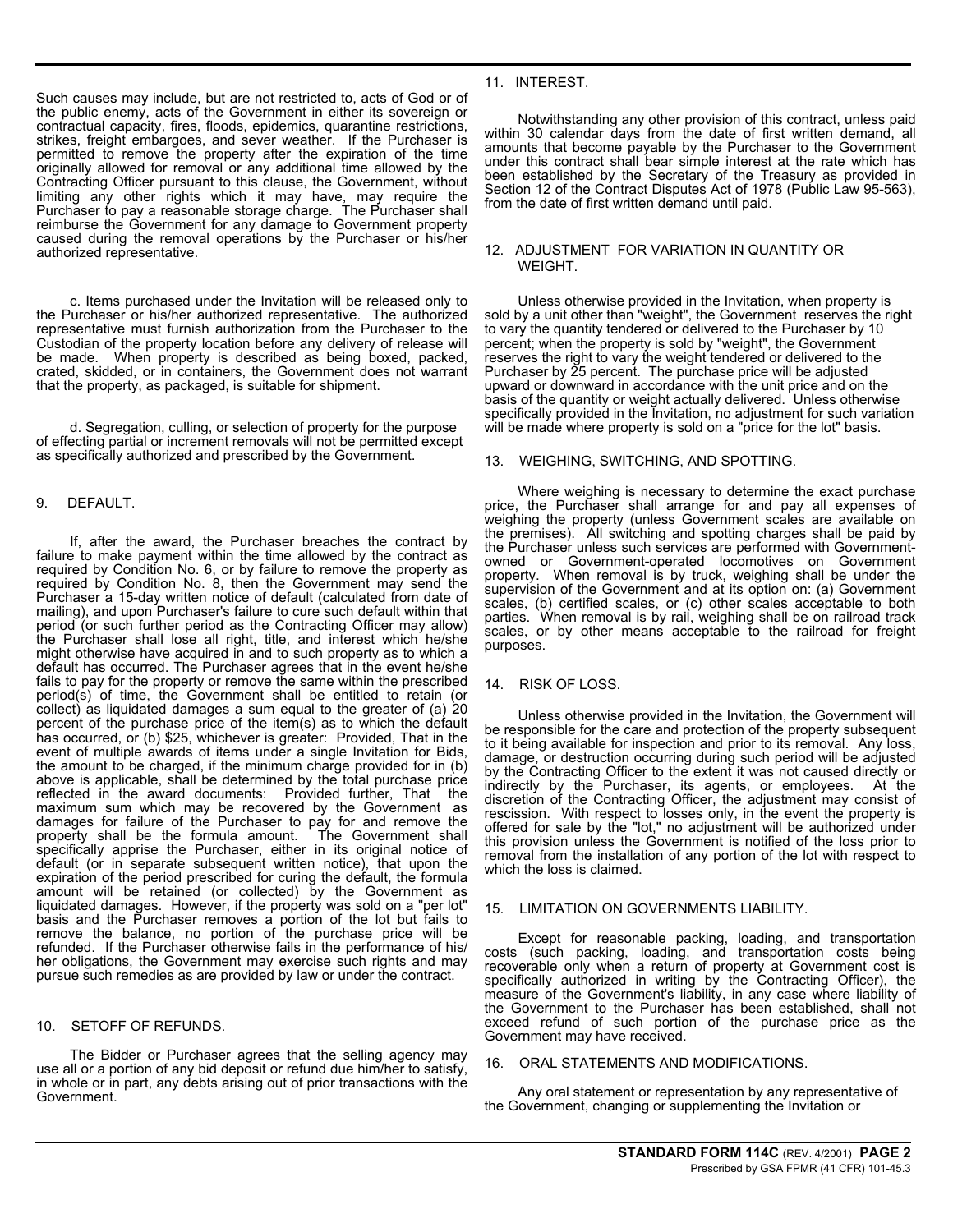Such causes may include, but are not restricted to, acts of God or of the public enemy, acts of the Government in either its sovereign or contractual capacity, fires, floods, epidemics, quarantine restrictions, strikes, freight embargoes, and sever weather. If the Purchaser is permitted to remove the property after the expiration of the time originally allowed for removal or any additional time allowed by the Contracting Officer pursuant to this clause, the Government, without limiting any other rights which it may have, may require the Purchaser to pay a reasonable storage charge. The Purchaser shall reimburse the Government for any damage to Government property caused during the removal operations by the Purchaser or his/her authorized representative.

c. Items purchased under the Invitation will be released only to the Purchaser or his/her authorized representative. The authorized representative must furnish authorization from the Purchaser to the Custodian of the property location before any delivery of release will be made. When property is described as being boxed, packed, crated, skidded, or in containers, the Government does not warrant that the property, as packaged, is suitable for shipment.

d. Segregation, culling, or selection of property for the purpose of effecting partial or increment removals will not be permitted except as specifically authorized and prescribed by the Government.

## 9. DEFAULT.

If, after the award, the Purchaser breaches the contract by failure to make payment within the time allowed by the contract as required by Condition No. 6, or by failure to remove the property as required by Condition No. 8, then the Government may send the Purchaser a 15-day written notice of default (calculated from date of mailing), and upon Purchaser's failure to cure such default within that period (or such further period as the Contracting Officer may allow) the Purchaser shall lose all right, title, and interest which he/she might otherwise have acquired in and to such property as to which a default has occurred. The Purchaser agrees that in the event he/she fails to pay for the property or remove the same within the prescribed period(s) of time, the Government shall be entitled to retain (or collect) as liquidated damages a sum equal to the greater of (a) 20 percent of the purchase price of the item(s) as to which the default has occurred, or (b) $25, whichever is greater: Provided, That in the event of multiple awards of items under a single Invitation for Bids, the amount to be charged, if the minimum charge provided for in (b) above is applicable, shall be determined by the total purchase price reflected in the award documents: Provided further, That the maximum sum which may be recovered by the Government as damages for failure of the Purchaser to pay for and remove the property shall be the formula amount. The Government shall specifically apprise the Purchaser, either in its original notice of default (or in separate subsequent written notice), that upon the expiration of the period prescribed for curing the default, the formula amount will be retained (or collected) by the Government as liquidated damages. However, if the property was sold on a "per lot" basis and the Purchaser removes a portion of the lot but fails to remove the balance, no portion of the purchase price will be refunded. If the Purchaser otherwise fails in the performance of his/ her obligations, the Government may exercise such rights and may pursue such remedies as are provided by law or under the contract.

## 10. SETOFF OF REFUNDS.

The Bidder or Purchaser agrees that the selling agency may use all or a portion of any bid deposit or refund due him/her to satisfy, in whole or in part, any debts arising out of prior transactions with the Government.

## 11. INTEREST.

Notwithstanding any other provision of this contract, unless paid within 30 calendar days from the date of first written demand, all amounts that become payable by the Purchaser to the Government under this contract shall bear simple interest at the rate which has been established by the Secretary of the Treasury as provided in Section 12 of the Contract Disputes Act of 1978 (Public Law 95-563), from the date of first written demand until paid.

## 12. ADJUSTMENT FOR VARIATION IN QUANTITY OR WEIGHT.

Unless otherwise provided in the Invitation, when property is sold by a unit other than "weight", the Government reserves the right to vary the quantity tendered or delivered to the Purchaser by 10 percent; when the property is sold by "weight", the Government reserves the right to vary the weight tendered or delivered to the Purchaser by 25 percent. The purchase price will be adjusted upward or downward in accordance with the unit price and on the basis of the quantity or weight actually delivered. Unless otherwise specifically provided in the Invitation, no adjustment for such variation will be made where property is sold on a "price for the lot" basis.

## 13. WEIGHING, SWITCHING, AND SPOTTING.

Where weighing is necessary to determine the exact purchase price, the Purchaser shall arrange for and pay all expenses of weighing the property (unless Government scales are available on the premises). All switching and spotting charges shall be paid by the Purchaser unless such services are performed with Government-owned or Government-operated locomotives on Government property. When removal is by truck, weighing shall be under the supervision of the Government and at its option on: (a) Government scales, (b) certified scales, or (c) other scales acceptable to both parties. When removal is by rail, weighing shall be on railroad track scales, or by other means acceptable to the railroad for freight purposes.

## 14. RISK OF LOSS.

Unless otherwise provided in the Invitation, the Government will be responsible for the care and protection of the property subsequent to it being available for inspection and prior to its removal. Any loss, damage, or destruction occurring during such period will be adjusted by the Contracting Officer to the extent it was not caused directly or indirectly by the Purchaser, its agents, or employees. At the discretion of the Contracting Officer, the adjustment may consist of rescission. With respect to losses only, in the event the property is offered for sale by the "lot," no adjustment will be authorized under this provision unless the Government is notified of the loss prior to removal from the installation of any portion of the lot with respect to which the loss is claimed.

## 15. LIMITATION ON GOVERNMENTS LIABILITY.

Except for reasonable packing, loading, and transportation costs (such packing, loading, and transportation costs being recoverable only when a return of property at Government cost is specifically authorized in writing by the Contracting Officer), the measure of the Government's liability, in any case where liability of the Government to the Purchaser has been established, shall not exceed refund of such portion of the purchase price as the Government may have received.

## 16. ORAL STATEMENTS AND MODIFICATIONS.

Any oral statement or representation by any representative of the Government, changing or supplementing the Invitation or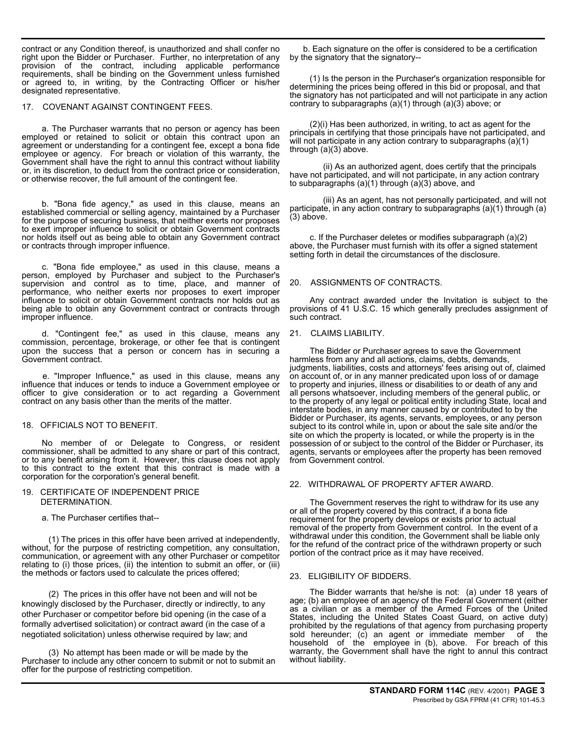contract or any Condition thereof, is unauthorized and shall confer no right upon the Bidder or Purchaser. Further, no interpretation of any provision of the contract, including applicable performance requirements, shall be binding on the Government unless furnished or agreed to, in writing, by the Contracting Officer or his/her designated representative.

17. COVENANT AGAINST CONTINGENT FEES.

a. The Purchaser warrants that no person or agency has been employed or retained to solicit or obtain this contract upon an agreement or understanding for a contingent fee, except a bona fide employee or agency. For breach or violation of this warranty, the Government shall have the right to annul this contract without liability or, in its discretion, to deduct from the contract price or consideration, or otherwise recover, the full amount of the contingent fee.

b. "Bona fide agency," as used in this clause, means an established commercial or selling agency, maintained by a Purchaser for the purpose of securing business, that neither exerts nor proposes to exert improper influence to solicit or obtain Government contracts nor holds itself out as being able to obtain any Government contract or contracts through improper influence.

c. "Bona fide employee," as used in this clause, means a person, employed by Purchaser and subject to the Purchaser's supervision and control as to time, place, and manner of performance, who neither exerts nor proposes to exert improper influence to solicit or obtain Government contracts nor holds out as being able to obtain any Government contract or contracts through improper influence.

d. "Contingent fee," as used in this clause, means any commission, percentage, brokerage, or other fee that is contingent upon the success that a person or concern has in securing a Government contract.

e. "Improper Influence," as used in this clause, means any influence that induces or tends to induce a Government employee or officer to give consideration or to act regarding a Government contract on any basis other than the merits of the matter.

18. OFFICIALS NOT TO BENEFIT.

No member of or Delegate to Congress, or resident commissioner, shall be admitted to any share or part of this contract, or to any benefit arising from it. However, this clause does not apply to this contract to the extent that this contract is made with a corporation for the corporation's general benefit.

19. CERTIFICATE OF INDEPENDENT PRICE DETERMINATION.

a. The Purchaser certifies that--

(1) The prices in this offer have been arrived at independently, without, for the purpose of restricting competition, any consultation, communication, or agreement with any other Purchaser or competitor relating to (i) those prices, (ii) the intention to submit an offer, or (iii) the methods or factors used to calculate the prices offered;

(2) The prices in this offer have not been and will not be knowingly disclosed by the Purchaser, directly or indirectly, to any other Purchaser or competitor before bid opening (in the case of a formally advertised solicitation) or contract award (in the case of a negotiated solicitation) unless otherwise required by law; and

(3) No attempt has been made or will be made by the Purchaser to include any other concern to submit or not to submit an offer for the purpose of restricting competition.

b. Each signature on the offer is considered to be a certification by the signatory that the signatory--

(1) Is the person in the Purchaser's organization responsible for determining the prices being offered in this bid or proposal, and that the signatory has not participated and will not participate in any action contrary to subparagraphs (a)(1) through (a)(3) above; or

(2)(i) Has been authorized, in writing, to act as agent for the principals in certifying that those principals have not participated, and will not participate in any action contrary to subparagraphs (a)(1) through (a)(3) above.

(ii) As an authorized agent, does certify that the principals have not participated, and will not participate, in any action contrary to subparagraphs (a)(1) through (a)(3) above, and

(iii) As an agent, has not personally participated, and will not participate, in any action contrary to subparagraphs (a)(1) through (a)(3) above.

c. If the Purchaser deletes or modifies subparagraph (a)(2) above, the Purchaser must furnish with its offer a signed statement setting forth in detail the circumstances of the disclosure.

20. ASSIGNMENTS OF CONTRACTS.

Any contract awarded under the Invitation is subject to the provisions of 41 U.S.C. 15 which generally precludes assignment of such contract.

21. CLAIMS LIABILITY.

The Bidder or Purchaser agrees to save the Government harmless from any and all actions, claims, debts, demands, judgments, liabilities, costs and attorneys' fees arising out of, claimed on account of, or in any manner predicated upon loss of or damage to property and injuries, illness or disabilities to or death of any and all persons whatsoever, including members of the general public, or to the property of any legal or political entity including State, local and interstate bodies, in any manner caused by or contributed to by the Bidder or Purchaser, its agents, servants, employees, or any person subject to its control while in, upon or about the sale site and/or the site on which the property is located, or while the property is in the possession of or subject to the control of the Bidder or Purchaser, its agents, servants or employees after the property has been removed from Government control.

22. WITHDRAWAL OF PROPERTY AFTER AWARD.

The Government reserves the right to withdraw for its use any or all of the property covered by this contract, if a bona fide requirement for the property develops or exists prior to actual removal of the property from Government control. In the event of a withdrawal under this condition, the Government shall be liable only for the refund of the contract price of the withdrawn property or such portion of the contract price as it may have received.

23. ELIGIBILITY OF BIDDERS.

The Bidder warrants that he/she is not: (a) under 18 years of age; (b) an employee of an agency of the Federal Government (either as a civilian or as a member of the Armed Forces of the United States, including the United States Coast Guard, on active duty) prohibited by the regulations of that agency from purchasing property sold hereunder; (c) an agent or immediate member of the household of the employee in (b), above. For breach of this warranty, the Government shall have the right to annul this contract without liability.

**STANDARD FORM 114C** (REV. 4/2001)

Prescribed by GSA FPRM (41 CFR) 101-45.3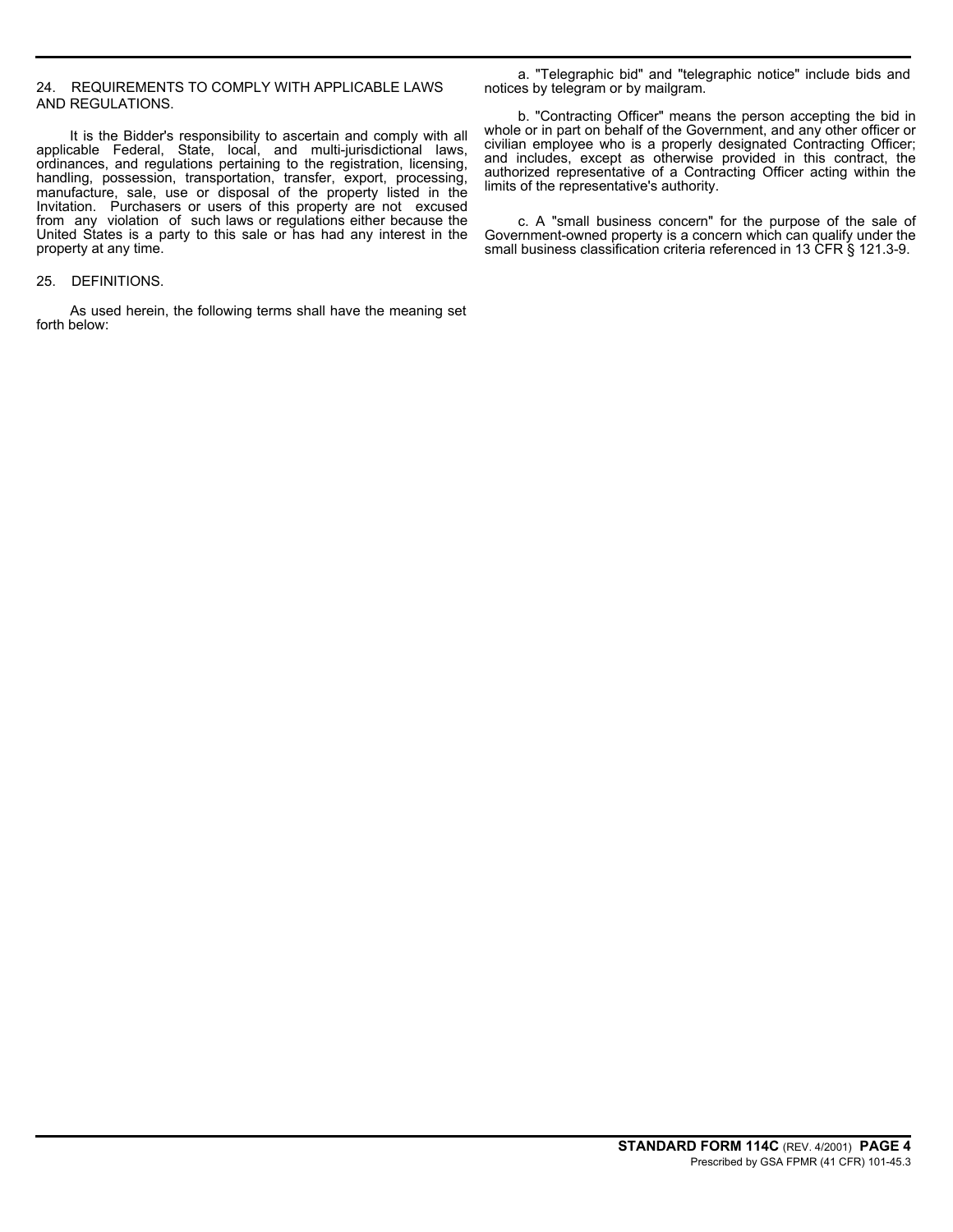## 24. REQUIREMENTS TO COMPLY WITH APPLICABLE LAWS AND REGULATIONS.

It is the Bidder's responsibility to ascertain and comply with all applicable Federal, State, local, and multi-jurisdictional laws, ordinances, and regulations pertaining to the registration, licensing, handling, possession, transportation, transfer, export, processing, manufacture, sale, use or disposal of the property listed in the Invitation. Purchasers or users of this property are not excused from any violation of such laws or regulations either because the United States is a party to this sale or has had any interest in the property at any time.

## 25. DEFINITIONS.

As used herein, the following terms shall have the meaning set forth below:

a. "Telegraphic bid" and "telegraphic notice" include bids and notices by telegram or by mailgram.

b. "Contracting Officer" means the person accepting the bid in whole or in part on behalf of the Government, and any other officer or civilian employee who is a properly designated Contracting Officer; and includes, except as otherwise provided in this contract, the authorized representative of a Contracting Officer acting within the limits of the representative's authority.

c. A "small business concern" for the purpose of the sale of Government-owned property is a concern which can qualify under the small business classification criteria referenced in 13 CFR § 121.3-9.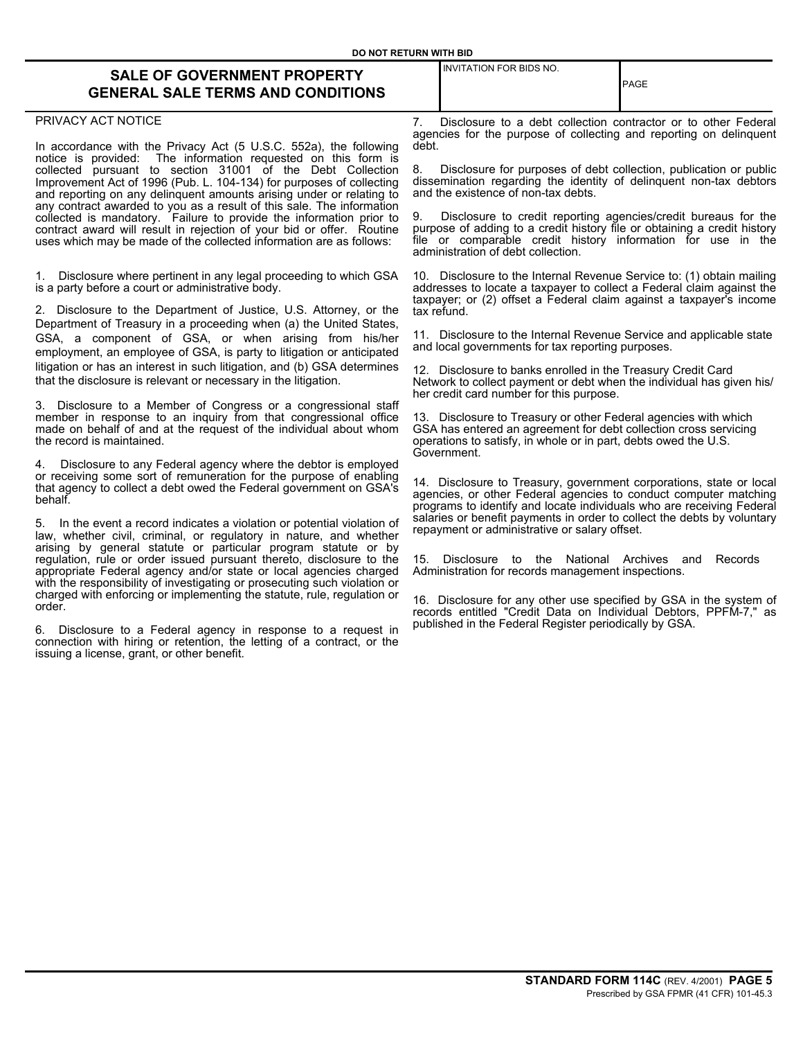DO NOT RETURN WITH BID

# SALE OF GOVERNMENT PROPERTY
# GENERAL SALE TERMS AND CONDITIONS

| INVITATION FOR BIDS NO. | PAGE |
| --- | --- |
| | |

PRIVACY ACT NOTICE

In accordance with the Privacy Act (5 U.S.C. 552a), the following notice is provided: The information requested on this form is collected pursuant to section 31001 of the Debt Collection Improvement Act of 1996 (Pub. L. 104-134) for purposes of collecting and reporting on any delinquent amounts arising under or relating to any contract awarded to you as a result of this sale. The information collected is mandatory. Failure to provide the information prior to contract award will result in rejection of your bid or offer. Routine uses which may be made of the collected information are as follows:

1. Disclosure where pertinent in any legal proceeding to which GSA is a party before a court or administrative body.

2. Disclosure to the Department of Justice, U.S. Attorney, or the Department of Treasury in a proceeding when (a) the United States, GSA, a component of GSA, or when arising from his/her employment, an employee of GSA, is party to litigation or anticipated litigation or has an interest in such litigation, and (b) GSA determines that the disclosure is relevant or necessary in the litigation.

3. Disclosure to a Member of Congress or a congressional staff member in response to an inquiry from that congressional office made on behalf of and at the request of the individual about whom the record is maintained.

4. Disclosure to any Federal agency where the debtor is employed or receiving some sort of remuneration for the purpose of enabling that agency to collect a debt owed the Federal government on GSA's behalf.

5. In the event a record indicates a violation or potential violation of law, whether civil, criminal, or regulatory in nature, and whether arising by general statute or particular program statute or by regulation, rule or order issued pursuant thereto, disclosure to the appropriate Federal agency and/or state or local agencies charged with the responsibility of investigating or prosecuting such violation or charged with enforcing or implementing the statute, rule, regulation or order.

6. Disclosure to a Federal agency in response to a request in connection with hiring or retention, the letting of a contract, or the issuing a license, grant, or other benefit.

7. Disclosure to a debt collection contractor or to other Federal agencies for the purpose of collecting and reporting on delinquent debt.

8. Disclosure for purposes of debt collection, publication or public dissemination regarding the identity of delinquent non-tax debtors and the existence of non-tax debts.

9. Disclosure to credit reporting agencies/credit bureaus for the purpose of adding to a credit history file or obtaining a credit history file or comparable credit history information for use in the administration of debt collection.

10. Disclosure to the Internal Revenue Service to: (1) obtain mailing addresses to locate a taxpayer to collect a Federal claim against the taxpayer; or (2) offset a Federal claim against a taxpayer's income tax refund.

11. Disclosure to the Internal Revenue Service and applicable state and local governments for tax reporting purposes.

12. Disclosure to banks enrolled in the Treasury Credit Card Network to collect payment or debt when the individual has given his/her credit card number for this purpose.

13. Disclosure to Treasury or other Federal agencies with which GSA has entered an agreement for debt collection cross servicing operations to satisfy, in whole or in part, debts owed the U.S. Government.

14. Disclosure to Treasury, government corporations, state or local agencies, or other Federal agencies to conduct computer matching programs to identify and locate individuals who are receiving Federal salaries or benefit payments in order to collect the debts by voluntary repayment or administrative or salary offset.

15. Disclosure to the National Archives and Records Administration for records management inspections.

16. Disclosure for any other use specified by GSA in the system of records entitled "Credit Data on Individual Debtors, PPFM-7," as published in the Federal Register periodically by GSA.

**STANDARD FORM 114C** (REV. 4/2001)
Prescribed by GSA FPMR (41 CFR) 101-45.3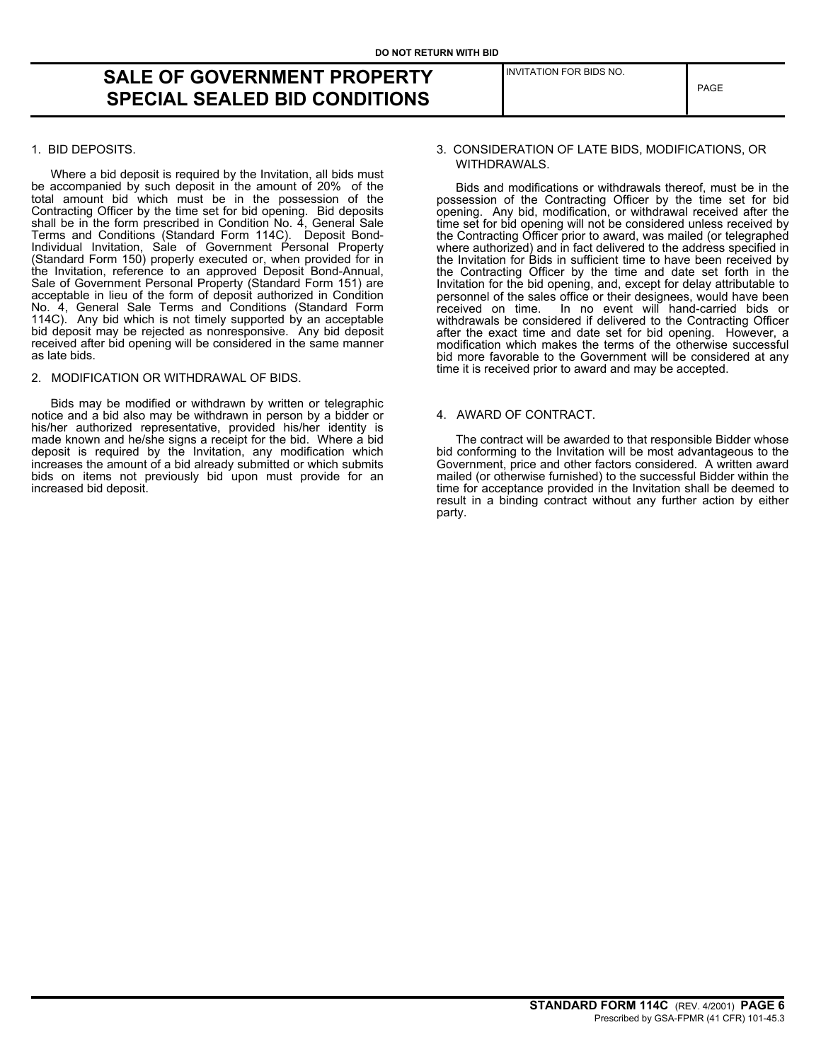DO NOT RETURN WITH BID

# SALE OF GOVERNMENT PROPERTY SPECIAL SEALED BID CONDITIONS

| INVITATION FOR BIDS NO. | PAGE |
| --- | --- |
| | |

1. BID DEPOSITS.

Where a bid deposit is required by the Invitation, all bids must be accompanied by such deposit in the amount of 20% of the total amount bid which must be in the possession of the Contracting Officer by the time set for bid opening. Bid deposits shall be in the form prescribed in Condition No. 4, General Sale Terms and Conditions (Standard Form 114C). Deposit Bond-Individual Invitation, Sale of Government Personal Property (Standard Form 150) properly executed or, when provided for in the Invitation, reference to an approved Deposit Bond-Annual, Sale of Government Personal Property (Standard Form 151) are acceptable in lieu of the form of deposit authorized in Condition No. 4, General Sale Terms and Conditions (Standard Form 114C). Any bid which is not timely supported by an acceptable bid deposit may be rejected as nonresponsive. Any bid deposit received after bid opening will be considered in the same manner as late bids.

2. MODIFICATION OR WITHDRAWAL OF BIDS.

Bids may be modified or withdrawn by written or telegraphic notice and a bid also may be withdrawn in person by a bidder or his/her authorized representative, provided his/her identity is made known and he/she signs a receipt for the bid. Where a bid deposit is required by the Invitation, any modification which increases the amount of a bid already submitted or which submits bids on items not previously bid upon must provide for an increased bid deposit.

3. CONSIDERATION OF LATE BIDS, MODIFICATIONS, OR WITHDRAWALS.

Bids and modifications or withdrawals thereof, must be in the possession of the Contracting Officer by the time set for bid opening. Any bid, modification, or withdrawal received after the time set for bid opening will not be considered unless received by the Contracting Officer prior to award, was mailed (or telegraphed where authorized) and in fact delivered to the address specified in the Invitation for Bids in sufficient time to have been received by the Contracting Officer by the time and date set forth in the Invitation for the bid opening, and, except for delay attributable to personnel of the sales office or their designees, would have been received on time. In no event will hand-carried bids or withdrawals be considered if delivered to the Contracting Officer after the exact time and date set for bid opening. However, a modification which makes the terms of the otherwise successful bid more favorable to the Government will be considered at any time it is received prior to award and may be accepted.

4. AWARD OF CONTRACT.

The contract will be awarded to that responsible Bidder whose bid conforming to the Invitation will be most advantageous to the Government, price and other factors considered. A written award mailed (or otherwise furnished) to the successful Bidder within the time for acceptance provided in the Invitation shall be deemed to result in a binding contract without any further action by either party.

**STANDARD FORM 114C** (REV. 4/2001)
Prescribed by GSA-FPMR (41 CFR) 101-45.3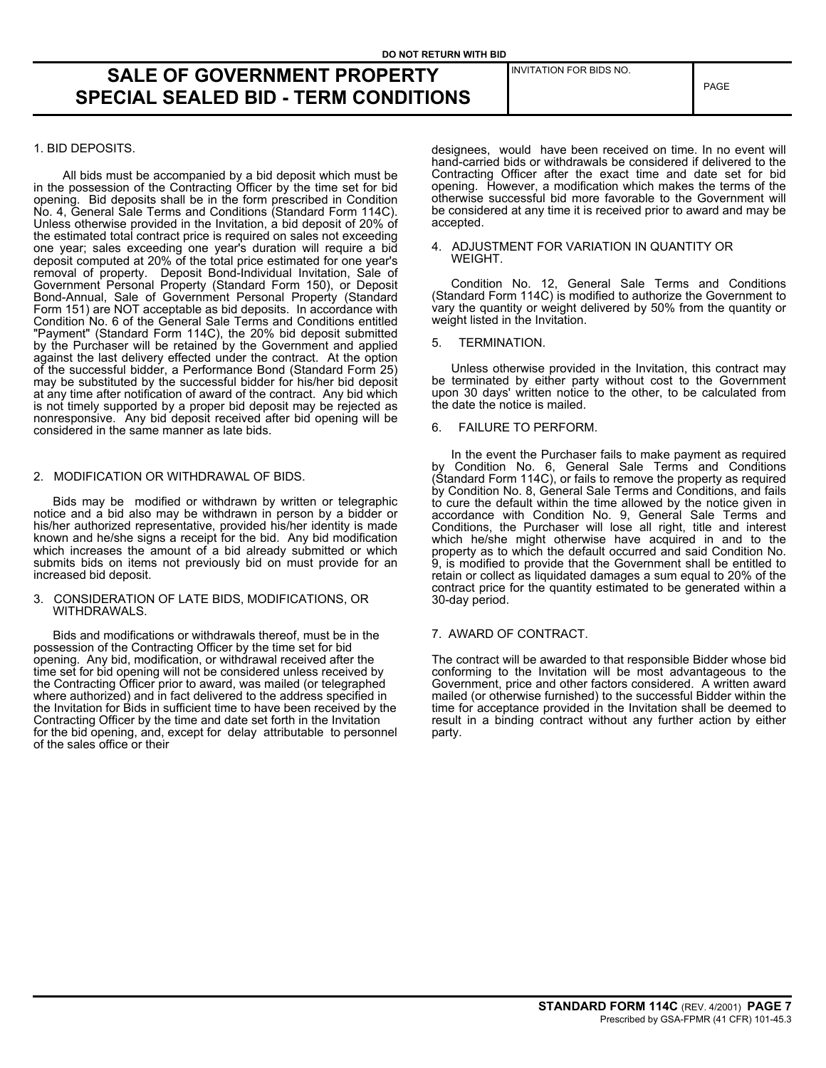DO NOT RETURN WITH BID

# SALE OF GOVERNMENT PROPERTY SPECIAL SEALED BID - TERM CONDITIONS

| INVITATION FOR BIDS NO. | PAGE |
|---|---|
| | |

1. BID DEPOSITS.

All bids must be accompanied by a bid deposit which must be in the possession of the Contracting Officer by the time set for bid opening. Bid deposits shall be in the form prescribed in Condition No. 4, General Sale Terms and Conditions (Standard Form 114C). Unless otherwise provided in the Invitation, a bid deposit of 20% of the estimated total contract price is required on sales not exceeding one year; sales exceeding one year's duration will require a bid deposit computed at 20% of the total price estimated for one year's removal of property. Deposit Bond-Individual Invitation, Sale of Government Personal Property (Standard Form 150), or Deposit Bond-Annual, Sale of Government Personal Property (Standard Form 151) are NOT acceptable as bid deposits. In accordance with Condition No. 6 of the General Sale Terms and Conditions entitled "Payment" (Standard Form 114C), the 20% bid deposit submitted by the Purchaser will be retained by the Government and applied against the last delivery effected under the contract. At the option of the successful bidder, a Performance Bond (Standard Form 25) may be substituted by the successful bidder for his/her bid deposit at any time after notification of award of the contract. Any bid which is not timely supported by a proper bid deposit may be rejected as nonresponsive. Any bid deposit received after bid opening will be considered in the same manner as late bids.

2. MODIFICATION OR WITHDRAWAL OF BIDS.

Bids may be modified or withdrawn by written or telegraphic notice and a bid also may be withdrawn in person by a bidder or his/her authorized representative, provided his/her identity is made known and he/she signs a receipt for the bid. Any bid modification which increases the amount of a bid already submitted or which submits bids on items not previously bid on must provide for an increased bid deposit.

3. CONSIDERATION OF LATE BIDS, MODIFICATIONS, OR WITHDRAWALS.

Bids and modifications or withdrawals thereof, must be in the possession of the Contracting Officer by the time set for bid opening. Any bid, modification, or withdrawal received after the time set for bid opening will not be considered unless received by the Contracting Officer prior to award, was mailed (or telegraphed where authorized) and in fact delivered to the address specified in the Invitation for Bids in sufficient time to have been received by the Contracting Officer by the time and date set forth in the Invitation for the bid opening, and, except for delay attributable to personnel of the sales office or their designees, would have been received on time. In no event will hand-carried bids or withdrawals be considered if delivered to the Contracting Officer after the exact time and date set for bid opening. However, a modification which makes the terms of the otherwise successful bid more favorable to the Government will be considered at any time it is received prior to award and may be accepted.

4. ADJUSTMENT FOR VARIATION IN QUANTITY OR WEIGHT.

Condition No. 12, General Sale Terms and Conditions (Standard Form 114C) is modified to authorize the Government to vary the quantity or weight delivered by 50% from the quantity or weight listed in the Invitation.

5. TERMINATION.

Unless otherwise provided in the Invitation, this contract may be terminated by either party without cost to the Government upon 30 days' written notice to the other, to be calculated from the date the notice is mailed.

6. FAILURE TO PERFORM.

In the event the Purchaser fails to make payment as required by Condition No. 6, General Sale Terms and Conditions (Standard Form 114C), or fails to remove the property as required by Condition No. 8, General Sale Terms and Conditions, and fails to cure the default within the time allowed by the notice given in accordance with Condition No. 9, General Sale Terms and Conditions, the Purchaser will lose all right, title and interest which he/she might otherwise have acquired in and to the property as to which the default occurred and said Condition No. 9, is modified to provide that the Government shall be entitled to retain or collect as liquidated damages a sum equal to 20% of the contract price for the quantity estimated to be generated within a 30-day period.

7. AWARD OF CONTRACT.

The contract will be awarded to that responsible Bidder whose bid conforming to the Invitation will be most advantageous to the Government, price and other factors considered. A written award mailed (or otherwise furnished) to the successful Bidder within the time for acceptance provided in the Invitation shall be deemed to result in a binding contract without any further action by either party.

**STANDARD FORM 114C** (REV. 4/2001) **PAGE 7**
Prescribed by GSA-FPMR (41 CFR) 101-45.3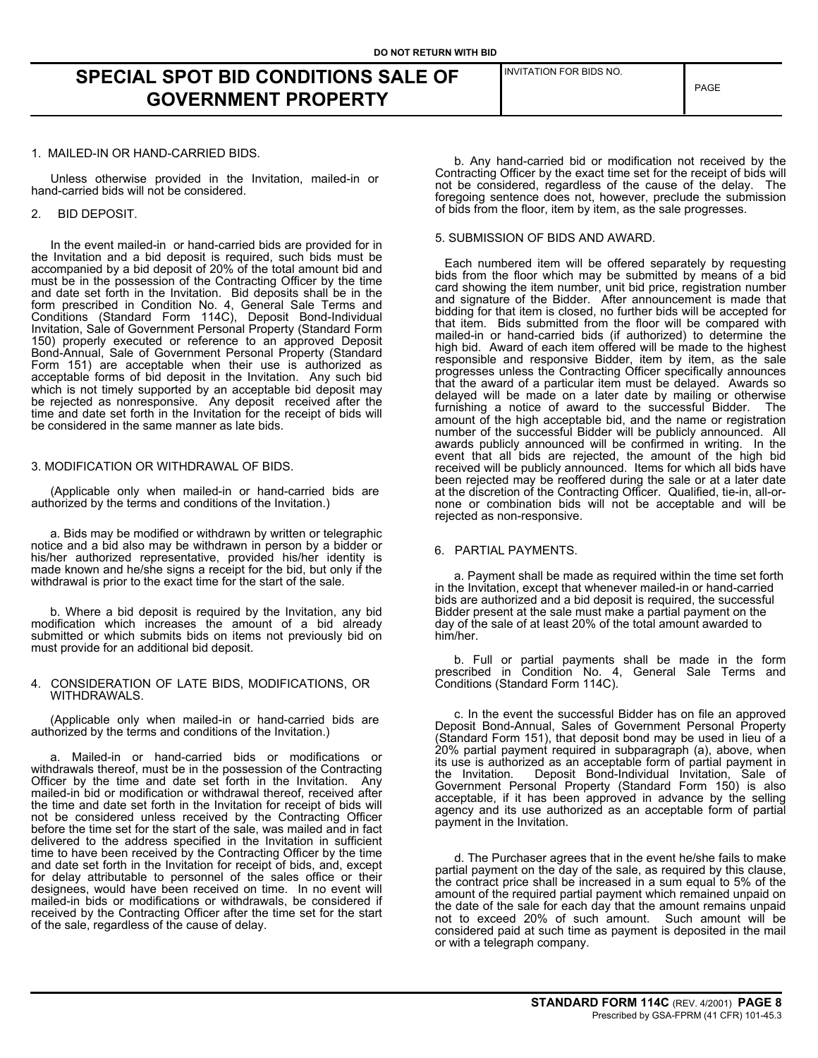DO NOT RETURN WITH BID

# SPECIAL SPOT BID CONDITIONS SALE OF GOVERNMENT PROPERTY

| INVITATION FOR BIDS NO. | PAGE |
|---|---|
| | |

1. MAILED-IN OR HAND-CARRIED BIDS.

Unless otherwise provided in the Invitation, mailed-in or hand-carried bids will not be considered.

2. BID DEPOSIT.

In the event mailed-in or hand-carried bids are provided for in the Invitation and a bid deposit is required, such bids must be accompanied by a bid deposit of 20% of the total amount bid and must be in the possession of the Contracting Officer by the time and date set forth in the Invitation. Bid deposits shall be in the form prescribed in Condition No. 4, General Sale Terms and Conditions (Standard Form 114C), Deposit Bond-Individual Invitation, Sale of Government Personal Property (Standard Form 150) properly executed or reference to an approved Deposit Bond-Annual, Sale of Government Personal Property (Standard Form 151) are acceptable when their use is authorized as acceptable forms of bid deposit in the Invitation. Any such bid which is not timely supported by an acceptable bid deposit may be rejected as nonresponsive. Any deposit received after the time and date set forth in the Invitation for the receipt of bids will be considered in the same manner as late bids.

3. MODIFICATION OR WITHDRAWAL OF BIDS.

(Applicable only when mailed-in or hand-carried bids are authorized by the terms and conditions of the Invitation.)

a. Bids may be modified or withdrawn by written or telegraphic notice and a bid also may be withdrawn in person by a bidder or his/her authorized representative, provided his/her identity is made known and he/she signs a receipt for the bid, but only if the withdrawal is prior to the exact time for the start of the sale.

b. Where a bid deposit is required by the Invitation, any bid modification which increases the amount of a bid already submitted or which submits bids on items not previously bid on must provide for an additional bid deposit.

4. CONSIDERATION OF LATE BIDS, MODIFICATIONS, OR WITHDRAWALS.

(Applicable only when mailed-in or hand-carried bids are authorized by the terms and conditions of the Invitation.)

a. Mailed-in or hand-carried bids or modifications or withdrawals thereof, must be in the possession of the Contracting Officer by the time and date set forth in the Invitation. Any mailed-in bid or modification or withdrawal thereof, received after the time and date set forth in the Invitation for receipt of bids will not be considered unless received by the Contracting Officer before the time set for the start of the sale, was mailed and in fact delivered to the address specified in the Invitation in sufficient time to have been received by the Contracting Officer by the time and date set forth in the Invitation for receipt of bids, and, except for delay attributable to personnel of the sales office or their designees, would have been received on time. In no event will mailed-in bids or modifications or withdrawals, be considered if received by the Contracting Officer after the time set for the start of the sale, regardless of the cause of delay.

b. Any hand-carried bid or modification not received by the Contracting Officer by the exact time set for the receipt of bids will not be considered, regardless of the cause of the delay. The foregoing sentence does not, however, preclude the submission of bids from the floor, item by item, as the sale progresses.

5. SUBMISSION OF BIDS AND AWARD.

Each numbered item will be offered separately by requesting bids from the floor which may be submitted by means of a bid card showing the item number, unit bid price, registration number and signature of the Bidder. After announcement is made that bidding for that item is closed, no further bids will be accepted for that item. Bids submitted from the floor will be compared with mailed-in or hand-carried bids (if authorized) to determine the high bid. Award of each item offered will be made to the highest responsible and responsive Bidder, item by item, as the sale progresses unless the Contracting Officer specifically announces that the award of a particular item must be delayed. Awards so delayed will be made on a later date by mailing or otherwise furnishing a notice of award to the successful Bidder. The amount of the high acceptable bid, and the name or registration number of the successful Bidder will be publicly announced. All awards publicly announced will be confirmed in writing. In the event that all bids are rejected, the amount of the high bid received will be publicly announced. Items for which all bids have been rejected may be reoffered during the sale or at a later date at the discretion of the Contracting Officer. Qualified, tie-in, all-or-none or combination bids will not be acceptable and will be rejected as non-responsive.

6. PARTIAL PAYMENTS.

a. Payment shall be made as required within the time set forth in the Invitation, except that whenever mailed-in or hand-carried bids are authorized and a bid deposit is required, the successful Bidder present at the sale must make a partial payment on the day of the sale of at least 20% of the total amount awarded to him/her.

b. Full or partial payments shall be made in the form prescribed in Condition No. 4, General Sale Terms and Conditions (Standard Form 114C).

c. In the event the successful Bidder has on file an approved Deposit Bond-Annual, Sales of Government Personal Property (Standard Form 151), that deposit bond may be used in lieu of a 20% partial payment required in subparagraph (a), above, when its use is authorized as an acceptable form of partial payment in the Invitation. Deposit Bond-Individual Invitation, Sale of Government Personal Property (Standard Form 150) is also acceptable, if it has been approved in advance by the selling agency and its use authorized as an acceptable form of partial payment in the Invitation.

d. The Purchaser agrees that in the event he/she fails to make partial payment on the day of the sale, as required by this clause, the contract price shall be increased in a sum equal to 5% of the amount of the required partial payment which remained unpaid on the date of the sale for each day that the amount remains unpaid not to exceed 20% of such amount. Such amount will be considered paid at such time as payment is deposited in the mail or with a telegraph company.

**STANDARD FORM 114C** (REV. 4/2001)
Prescribed by GSA-FPRM (41 CFR) 101-45.3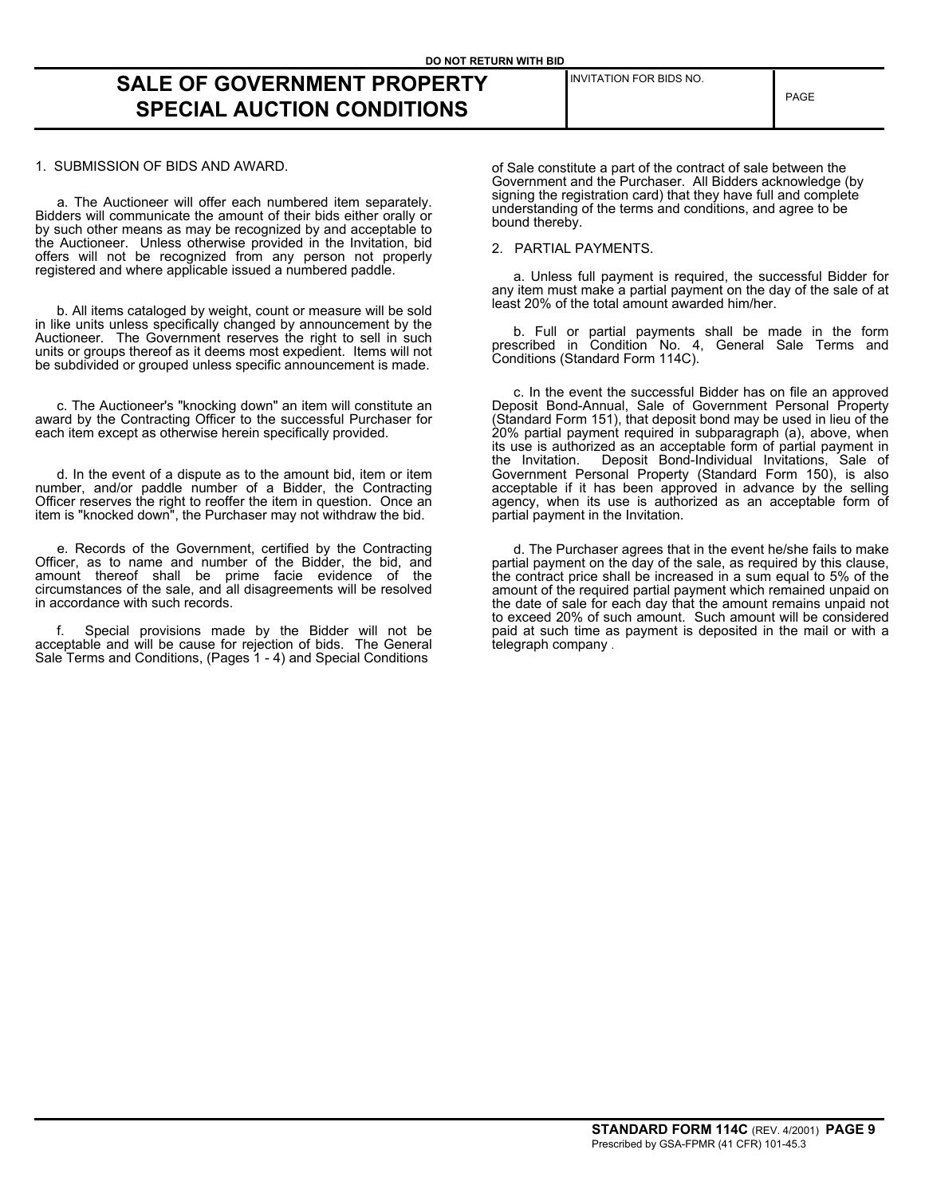DO NOT RETURN WITH BID

# SALE OF GOVERNMENT PROPERTY SPECIAL AUCTION CONDITIONS

| INVITATION FOR BIDS NO. | PAGE |
|---|---|
| | |

1. SUBMISSION OF BIDS AND AWARD.

a. The Auctioneer will offer each numbered item separately. Bidders will communicate the amount of their bids either orally or by such other means as may be recognized by and acceptable to the Auctioneer. Unless otherwise provided in the Invitation, bid offers will not be recognized from any person not properly registered and where applicable issued a numbered paddle.

b. All items cataloged by weight, count or measure will be sold in like units unless specifically changed by announcement by the Auctioneer. The Government reserves the right to sell in such units or groups thereof as it deems most expedient. Items will not be subdivided or grouped unless specific announcement is made.

c. The Auctioneer's "knocking down" an item will constitute an award by the Contracting Officer to the successful Purchaser for each item except as otherwise herein specifically provided.

d. In the event of a dispute as to the amount bid, item or item number, and/or paddle number of a Bidder, the Contracting Officer reserves the right to reoffer the item in question. Once an item is "knocked down", the Purchaser may not withdraw the bid.

e. Records of the Government, certified by the Contracting Officer, as to name and number of the Bidder, the bid, and amount thereof shall be prime facie evidence of the circumstances of the sale, and all disagreements will be resolved in accordance with such records.

f. Special provisions made by the Bidder will not be acceptable and will be cause for rejection of bids. The General Sale Terms and Conditions, (Pages 1 - 4) and Special Conditions of Sale constitute a part of the contract of sale between the Government and the Purchaser. All Bidders acknowledge (by signing the registration card) that they have full and complete understanding of the terms and conditions, and agree to be bound thereby.

2. PARTIAL PAYMENTS.

a. Unless full payment is required, the successful Bidder for any item must make a partial payment on the day of the sale of at least 20% of the total amount awarded him/her.

b. Full or partial payments shall be made in the form prescribed in Condition No. 4, General Sale Terms and Conditions (Standard Form 114C).

c. In the event the successful Bidder has on file an approved Deposit Bond-Annual, Sale of Government Personal Property (Standard Form 151), that deposit bond may be used in lieu of the 20% partial payment required in subparagraph (a), above, when its use is authorized as an acceptable form of partial payment in the Invitation. Deposit Bond-Individual Invitations, Sale of Government Personal Property (Standard Form 150), is also acceptable if it has been approved in advance by the selling agency, when its use is authorized as an acceptable form of partial payment in the Invitation.

d. The Purchaser agrees that in the event he/she fails to make partial payment on the day of the sale, as required by this clause, the contract price shall be increased in a sum equal to 5% of the amount of the required partial payment which remained unpaid on the date of sale for each day that the amount remains unpaid not to exceed 20% of such amount. Such amount will be considered paid at such time as payment is deposited in the mail or with a telegraph company .

**STANDARD FORM 114C** (REV. 4/2001)
Prescribed by GSA-FPMR (41 CFR) 101-45.3